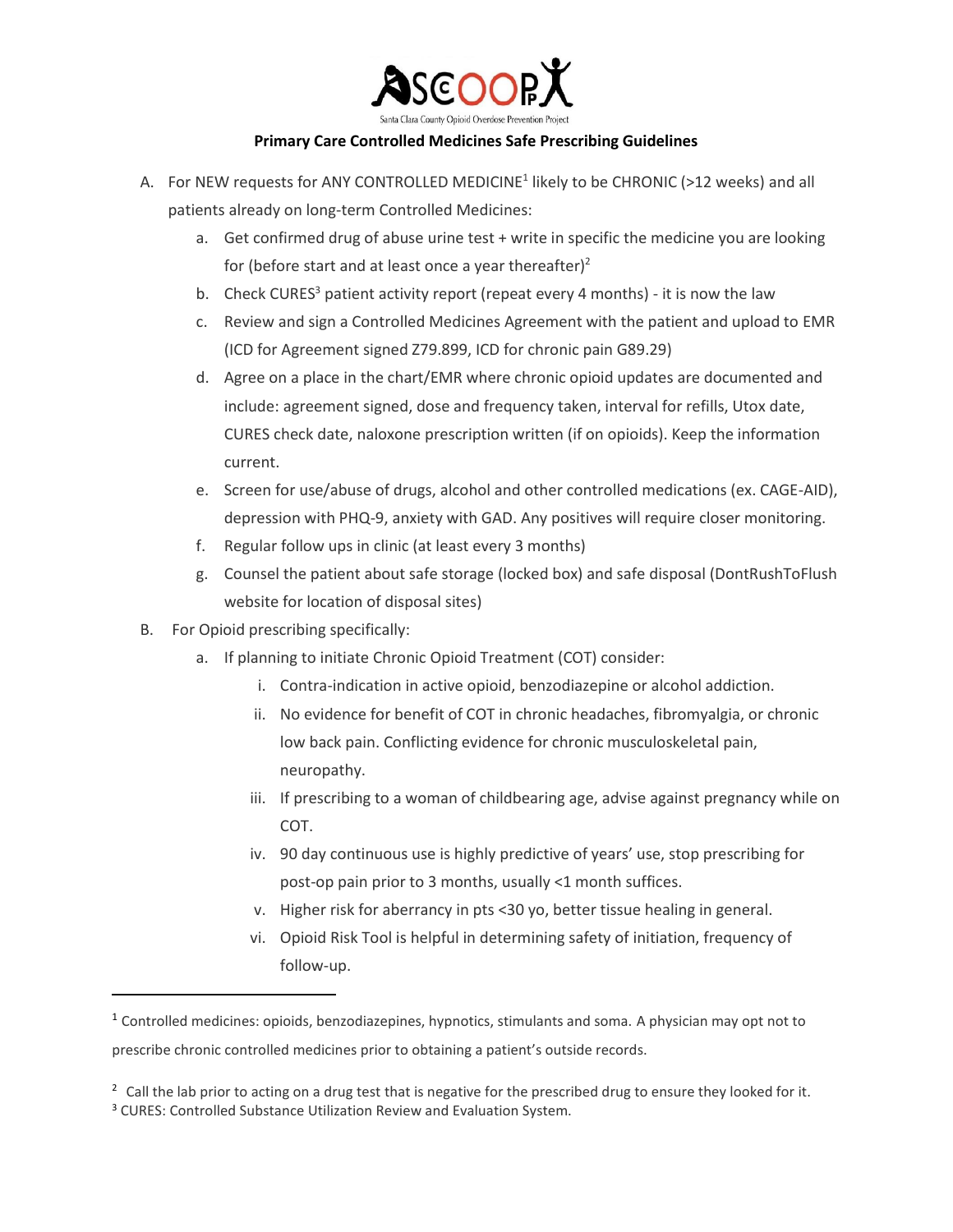SCCOOP
Santa Clara County Opioid Overdose Prevention Project

## Primary Care Controlled Medicines Safe Prescribing Guidelines

A. For NEW requests for ANY CONTROLLED MEDICINE[1] likely to be CHRONIC (>12 weeks) and all patients already on long-term Controlled Medicines:

   a. Get confirmed drug of abuse urine test + write in specific the medicine you are looking for (before start and at least once a year thereafter)[2]

   b. Check CURES[3] patient activity report (repeat every 4 months) - it is now the law

   c. Review and sign a Controlled Medicines Agreement with the patient and upload to EMR (ICD for Agreement signed Z79.899, ICD for chronic pain G89.29)

   d. Agree on a place in the chart/EMR where chronic opioid updates are documented and include: agreement signed, dose and frequency taken, interval for refills, Utox date, CURES check date, naloxone prescription written (if on opioids). Keep the information current.

   e. Screen for use/abuse of drugs, alcohol and other controlled medications (ex. CAGE-AID), depression with PHQ-9, anxiety with GAD. Any positives will require closer monitoring.

   f. Regular follow ups in clinic (at least every 3 months)

   g. Counsel the patient about safe storage (locked box) and safe disposal (DontRushToFlush website for location of disposal sites)

B. For Opioid prescribing specifically:

   a. If planning to initiate Chronic Opioid Treatment (COT) consider:

      i. Contra-indication in active opioid, benzodiazepine or alcohol addiction.

      ii. No evidence for benefit of COT in chronic headaches, fibromyalgia, or chronic low back pain. Conflicting evidence for chronic musculoskeletal pain, neuropathy.

      iii. If prescribing to a woman of childbearing age, advise against pregnancy while on COT.

      iv. 90 day continuous use is highly predictive of years' use, stop prescribing for post-op pain prior to 3 months, usually <1 month suffices.

      v. Higher risk for aberrancy in pts <30 yo, better tissue healing in general.

      vi. Opioid Risk Tool is helpful in determining safety of initiation, frequency of follow-up.

---

[1] Controlled medicines: opioids, benzodiazepines, hypnotics, stimulants and soma. A physician may opt not to prescribe chronic controlled medicines prior to obtaining a patient's outside records.

[2] Call the lab prior to acting on a drug test that is negative for the prescribed drug to ensure they looked for it.

[3] CURES: Controlled Substance Utilization Review and Evaluation System.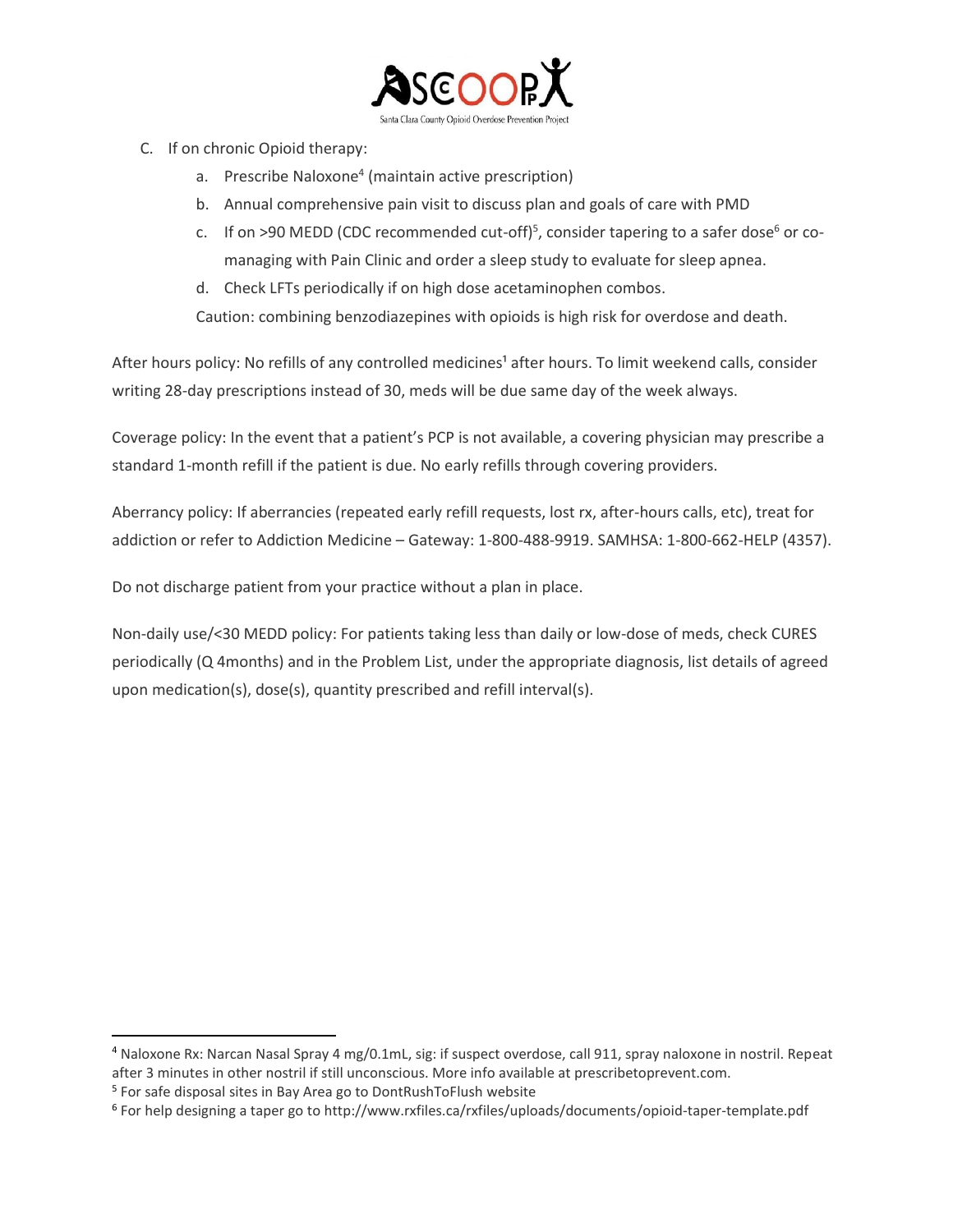C. If on chronic Opioid therapy:
   a. Prescribe Naloxone[4] (maintain active prescription)
   b. Annual comprehensive pain visit to discuss plan and goals of care with PMD
   c. If on >90 MEDD (CDC recommended cut-off)[5], consider tapering to a safer dose[6] or co-managing with Pain Clinic and order a sleep study to evaluate for sleep apnea.
   d. Check LFTs periodically if on high dose acetaminophen combos.

   Caution: combining benzodiazepines with opioids is high risk for overdose and death.

After hours policy: No refills of any controlled medicines[1] after hours. To limit weekend calls, consider writing 28-day prescriptions instead of 30, meds will be due same day of the week always.

Coverage policy: In the event that a patient's PCP is not available, a covering physician may prescribe a standard 1-month refill if the patient is due. No early refills through covering providers.

Aberrancy policy: If aberrancies (repeated early refill requests, lost rx, after-hours calls, etc), treat for addiction or refer to Addiction Medicine – Gateway: 1-800-488-9919. SAMHSA: 1-800-662-HELP (4357).

Do not discharge patient from your practice without a plan in place.

Non-daily use/<30 MEDD policy: For patients taking less than daily or low-dose of meds, check CURES periodically (Q 4months) and in the Problem List, under the appropriate diagnosis, list details of agreed upon medication(s), dose(s), quantity prescribed and refill interval(s).

---

[4] Naloxone Rx: Narcan Nasal Spray 4 mg/0.1mL, sig: if suspect overdose, call 911, spray naloxone in nostril. Repeat after 3 minutes in other nostril if still unconscious. More info available at prescribetoprevent.com.

[5] For safe disposal sites in Bay Area go to DontRushToFlush website

[6] For help designing a taper go to http://www.rxfiles.ca/rxfiles/uploads/documents/opioid-taper-template.pdf